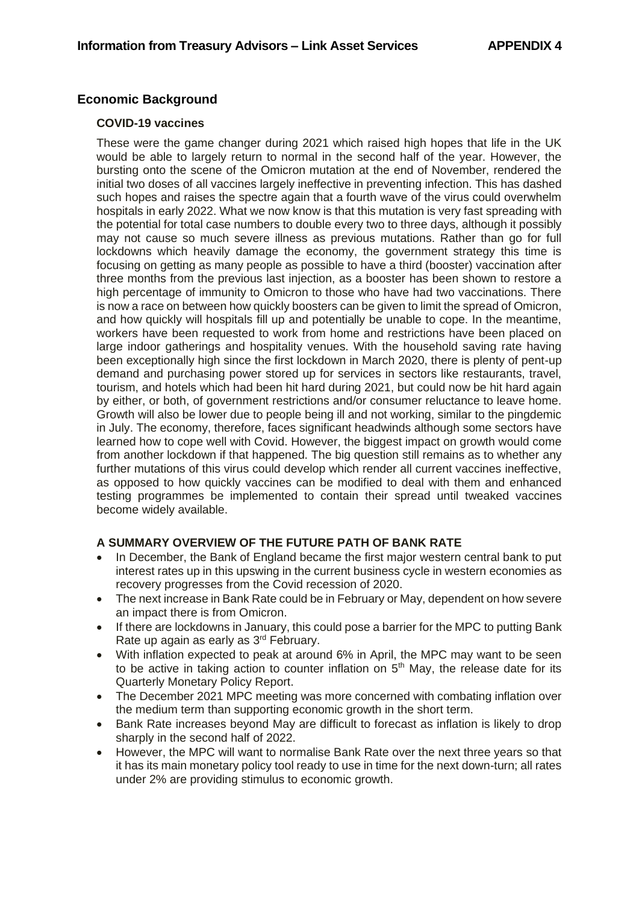**Information from Treasury Advisors – Link Asset Services** **APPENDIX 4**

## Economic Background

### COVID-19 vaccines

These were the game changer during 2021 which raised high hopes that life in the UK would be able to largely return to normal in the second half of the year. However, the bursting onto the scene of the Omicron mutation at the end of November, rendered the initial two doses of all vaccines largely ineffective in preventing infection. This has dashed such hopes and raises the spectre again that a fourth wave of the virus could overwhelm hospitals in early 2022. What we now know is that this mutation is very fast spreading with the potential for total case numbers to double every two to three days, although it possibly may not cause so much severe illness as previous mutations. Rather than go for full lockdowns which heavily damage the economy, the government strategy this time is focusing on getting as many people as possible to have a third (booster) vaccination after three months from the previous last injection, as a booster has been shown to restore a high percentage of immunity to Omicron to those who have had two vaccinations. There is now a race on between how quickly boosters can be given to limit the spread of Omicron, and how quickly will hospitals fill up and potentially be unable to cope. In the meantime, workers have been requested to work from home and restrictions have been placed on large indoor gatherings and hospitality venues. With the household saving rate having been exceptionally high since the first lockdown in March 2020, there is plenty of pent-up demand and purchasing power stored up for services in sectors like restaurants, travel, tourism, and hotels which had been hit hard during 2021, but could now be hit hard again by either, or both, of government restrictions and/or consumer reluctance to leave home. Growth will also be lower due to people being ill and not working, similar to the pingdemic in July. The economy, therefore, faces significant headwinds although some sectors have learned how to cope well with Covid. However, the biggest impact on growth would come from another lockdown if that happened. The big question still remains as to whether any further mutations of this virus could develop which render all current vaccines ineffective, as opposed to how quickly vaccines can be modified to deal with them and enhanced testing programmes be implemented to contain their spread until tweaked vaccines become widely available.

### A SUMMARY OVERVIEW OF THE FUTURE PATH OF BANK RATE

- In December, the Bank of England became the first major western central bank to put interest rates up in this upswing in the current business cycle in western economies as recovery progresses from the Covid recession of 2020.
- The next increase in Bank Rate could be in February or May, dependent on how severe an impact there is from Omicron.
- If there are lockdowns in January, this could pose a barrier for the MPC to putting Bank Rate up again as early as 3rd February.
- With inflation expected to peak at around 6% in April, the MPC may want to be seen to be active in taking action to counter inflation on 5th May, the release date for its Quarterly Monetary Policy Report.
- The December 2021 MPC meeting was more concerned with combating inflation over the medium term than supporting economic growth in the short term.
- Bank Rate increases beyond May are difficult to forecast as inflation is likely to drop sharply in the second half of 2022.
- However, the MPC will want to normalise Bank Rate over the next three years so that it has its main monetary policy tool ready to use in time for the next down-turn; all rates under 2% are providing stimulus to economic growth.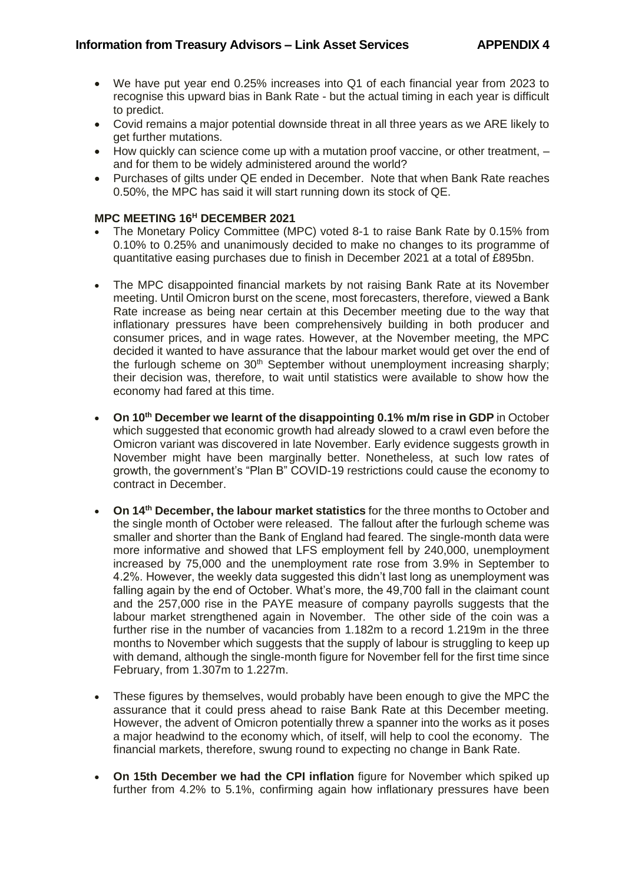- We have put year end 0.25% increases into Q1 of each financial year from 2023 to recognise this upward bias in Bank Rate - but the actual timing in each year is difficult to predict.
- Covid remains a major potential downside threat in all three years as we ARE likely to get further mutations.
- How quickly can science come up with a mutation proof vaccine, or other treatment, – and for them to be widely administered around the world?
- Purchases of gilts under QE ended in December. Note that when Bank Rate reaches 0.50%, the MPC has said it will start running down its stock of QE.

**MPC MEETING 16[H] DECEMBER 2021**

- The Monetary Policy Committee (MPC) voted 8-1 to raise Bank Rate by 0.15% from 0.10% to 0.25% and unanimously decided to make no changes to its programme of quantitative easing purchases due to finish in December 2021 at a total of £895bn.

- The MPC disappointed financial markets by not raising Bank Rate at its November meeting. Until Omicron burst on the scene, most forecasters, therefore, viewed a Bank Rate increase as being near certain at this December meeting due to the way that inflationary pressures have been comprehensively building in both producer and consumer prices, and in wage rates. However, at the November meeting, the MPC decided it wanted to have assurance that the labour market would get over the end of the furlough scheme on 30th September without unemployment increasing sharply; their decision was, therefore, to wait until statistics were available to show how the economy had fared at this time.

- **On 10th December we learnt of the disappointing 0.1% m/m rise in GDP** in October which suggested that economic growth had already slowed to a crawl even before the Omicron variant was discovered in late November. Early evidence suggests growth in November might have been marginally better. Nonetheless, at such low rates of growth, the government's "Plan B" COVID-19 restrictions could cause the economy to contract in December.

- **On 14th December, the labour market statistics** for the three months to October and the single month of October were released. The fallout after the furlough scheme was smaller and shorter than the Bank of England had feared. The single-month data were more informative and showed that LFS employment fell by 240,000, unemployment increased by 75,000 and the unemployment rate rose from 3.9% in September to 4.2%. However, the weekly data suggested this didn't last long as unemployment was falling again by the end of October. What's more, the 49,700 fall in the claimant count and the 257,000 rise in the PAYE measure of company payrolls suggests that the labour market strengthened again in November. The other side of the coin was a further rise in the number of vacancies from 1.182m to a record 1.219m in the three months to November which suggests that the supply of labour is struggling to keep up with demand, although the single-month figure for November fell for the first time since February, from 1.307m to 1.227m.

- These figures by themselves, would probably have been enough to give the MPC the assurance that it could press ahead to raise Bank Rate at this December meeting. However, the advent of Omicron potentially threw a spanner into the works as it poses a major headwind to the economy which, of itself, will help to cool the economy. The financial markets, therefore, swung round to expecting no change in Bank Rate.

- **On 15th December we had the CPI inflation** figure for November which spiked up further from 4.2% to 5.1%, confirming again how inflationary pressures have been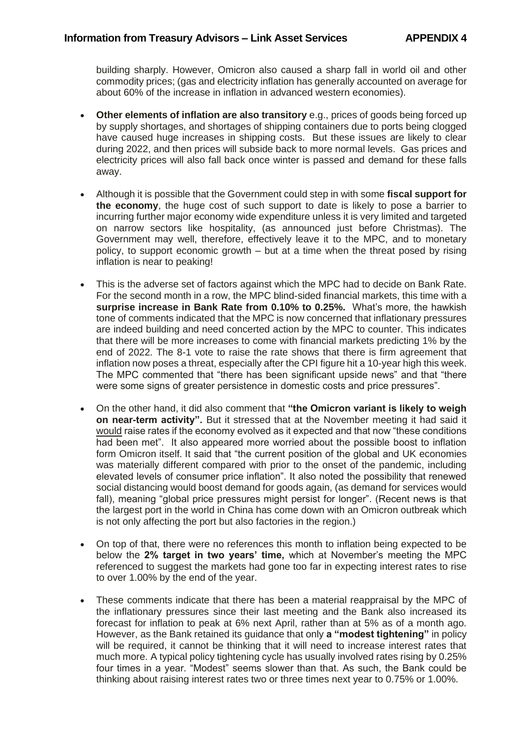building sharply. However, Omicron also caused a sharp fall in world oil and other commodity prices; (gas and electricity inflation has generally accounted on average for about 60% of the increase in inflation in advanced western economies).

- **Other elements of inflation are also transitory** e.g., prices of goods being forced up by supply shortages, and shortages of shipping containers due to ports being clogged have caused huge increases in shipping costs. But these issues are likely to clear during 2022, and then prices will subside back to more normal levels. Gas prices and electricity prices will also fall back once winter is passed and demand for these falls away.

- Although it is possible that the Government could step in with some **fiscal support for the economy**, the huge cost of such support to date is likely to pose a barrier to incurring further major economy wide expenditure unless it is very limited and targeted on narrow sectors like hospitality, (as announced just before Christmas). The Government may well, therefore, effectively leave it to the MPC, and to monetary policy, to support economic growth – but at a time when the threat posed by rising inflation is near to peaking!

- This is the adverse set of factors against which the MPC had to decide on Bank Rate. For the second month in a row, the MPC blind-sided financial markets, this time with a **surprise increase in Bank Rate from 0.10% to 0.25%.** What's more, the hawkish tone of comments indicated that the MPC is now concerned that inflationary pressures are indeed building and need concerted action by the MPC to counter. This indicates that there will be more increases to come with financial markets predicting 1% by the end of 2022. The 8-1 vote to raise the rate shows that there is firm agreement that inflation now poses a threat, especially after the CPI figure hit a 10-year high this week. The MPC commented that "there has been significant upside news" and that "there were some signs of greater persistence in domestic costs and price pressures".

- On the other hand, it did also comment that **"the Omicron variant is likely to weigh on near-term activity".** But it stressed that at the November meeting it had said it would raise rates if the economy evolved as it expected and that now "these conditions had been met". It also appeared more worried about the possible boost to inflation form Omicron itself. It said that "the current position of the global and UK economies was materially different compared with prior to the onset of the pandemic, including elevated levels of consumer price inflation". It also noted the possibility that renewed social distancing would boost demand for goods again, (as demand for services would fall), meaning "global price pressures might persist for longer". (Recent news is that the largest port in the world in China has come down with an Omicron outbreak which is not only affecting the port but also factories in the region.)

- On top of that, there were no references this month to inflation being expected to be below the **2% target in two years' time,** which at November's meeting the MPC referenced to suggest the markets had gone too far in expecting interest rates to rise to over 1.00% by the end of the year.

- These comments indicate that there has been a material reappraisal by the MPC of the inflationary pressures since their last meeting and the Bank also increased its forecast for inflation to peak at 6% next April, rather than at 5% as of a month ago. However, as the Bank retained its guidance that only **a "modest tightening"** in policy will be required, it cannot be thinking that it will need to increase interest rates that much more. A typical policy tightening cycle has usually involved rates rising by 0.25% four times in a year. "Modest" seems slower than that. As such, the Bank could be thinking about raising interest rates two or three times next year to 0.75% or 1.00%.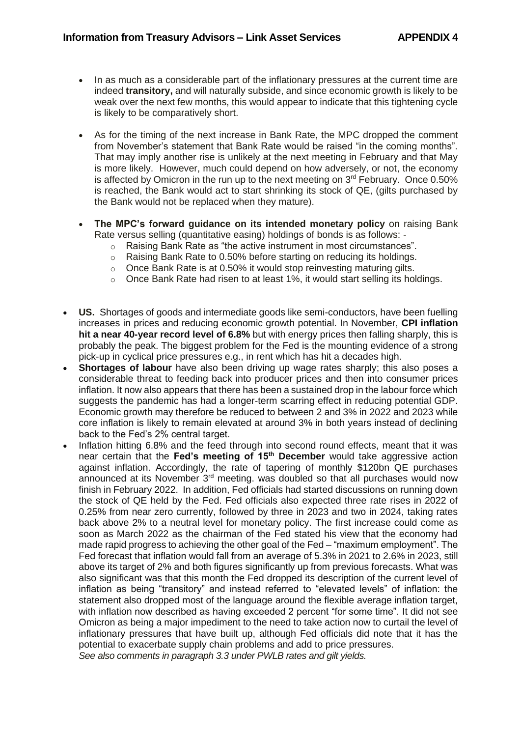- In as much as a considerable part of the inflationary pressures at the current time are indeed **transitory,** and will naturally subside, and since economic growth is likely to be weak over the next few months, this would appear to indicate that this tightening cycle is likely to be comparatively short.

- As for the timing of the next increase in Bank Rate, the MPC dropped the comment from November's statement that Bank Rate would be raised "in the coming months". That may imply another rise is unlikely at the next meeting in February and that May is more likely. However, much could depend on how adversely, or not, the economy is affected by Omicron in the run up to the next meeting on 3rd February. Once 0.50% is reached, the Bank would act to start shrinking its stock of QE, (gilts purchased by the Bank would not be replaced when they mature).

- **The MPC's forward guidance on its intended monetary policy** on raising Bank Rate versus selling (quantitative easing) holdings of bonds is as follows: -
  - Raising Bank Rate as "the active instrument in most circumstances".
  - Raising Bank Rate to 0.50% before starting on reducing its holdings.
  - Once Bank Rate is at 0.50% it would stop reinvesting maturing gilts.
  - Once Bank Rate had risen to at least 1%, it would start selling its holdings.

- **US.** Shortages of goods and intermediate goods like semi-conductors, have been fuelling increases in prices and reducing economic growth potential. In November, **CPI inflation hit a near 40-year record level of 6.8%** but with energy prices then falling sharply, this is probably the peak. The biggest problem for the Fed is the mounting evidence of a strong pick-up in cyclical price pressures e.g., in rent which has hit a decades high.
- **Shortages of labour** have also been driving up wage rates sharply; this also poses a considerable threat to feeding back into producer prices and then into consumer prices inflation. It now also appears that there has been a sustained drop in the labour force which suggests the pandemic has had a longer-term scarring effect in reducing potential GDP. Economic growth may therefore be reduced to between 2 and 3% in 2022 and 2023 while core inflation is likely to remain elevated at around 3% in both years instead of declining back to the Fed's 2% central target.
- Inflation hitting 6.8% and the feed through into second round effects, meant that it was near certain that the **Fed's meeting of 15th December** would take aggressive action against inflation. Accordingly, the rate of tapering of monthly \$120bn QE purchases announced at its November 3rd meeting. was doubled so that all purchases would now finish in February 2022. In addition, Fed officials had started discussions on running down the stock of QE held by the Fed. Fed officials also expected three rate rises in 2022 of 0.25% from near zero currently, followed by three in 2023 and two in 2024, taking rates back above 2% to a neutral level for monetary policy. The first increase could come as soon as March 2022 as the chairman of the Fed stated his view that the economy had made rapid progress to achieving the other goal of the Fed – "maximum employment". The Fed forecast that inflation would fall from an average of 5.3% in 2021 to 2.6% in 2023, still above its target of 2% and both figures significantly up from previous forecasts. What was also significant was that this month the Fed dropped its description of the current level of inflation as being "transitory" and instead referred to "elevated levels" of inflation: the statement also dropped most of the language around the flexible average inflation target, with inflation now described as having exceeded 2 percent "for some time". It did not see Omicron as being a major impediment to the need to take action now to curtail the level of inflationary pressures that have built up, although Fed officials did note that it has the potential to exacerbate supply chain problems and add to price pressures.
  *See also comments in paragraph 3.3 under PWLB rates and gilt yields.*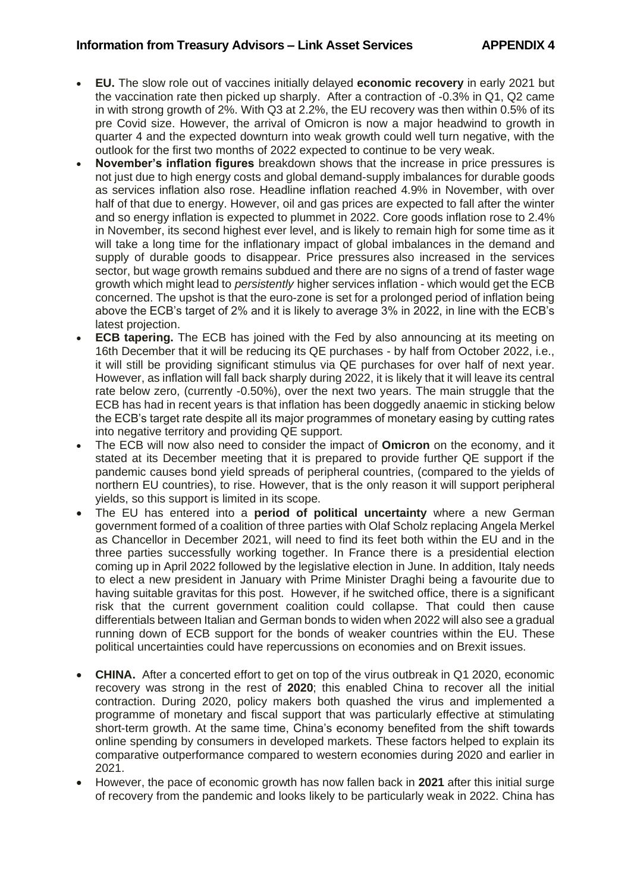- **EU.** The slow role out of vaccines initially delayed **economic recovery** in early 2021 but the vaccination rate then picked up sharply. After a contraction of -0.3% in Q1, Q2 came in with strong growth of 2%. With Q3 at 2.2%, the EU recovery was then within 0.5% of its pre Covid size. However, the arrival of Omicron is now a major headwind to growth in quarter 4 and the expected downturn into weak growth could well turn negative, with the outlook for the first two months of 2022 expected to continue to be very weak.
- **November's inflation figures** breakdown shows that the increase in price pressures is not just due to high energy costs and global demand-supply imbalances for durable goods as services inflation also rose. Headline inflation reached 4.9% in November, with over half of that due to energy. However, oil and gas prices are expected to fall after the winter and so energy inflation is expected to plummet in 2022. Core goods inflation rose to 2.4% in November, its second highest ever level, and is likely to remain high for some time as it will take a long time for the inflationary impact of global imbalances in the demand and supply of durable goods to disappear. Price pressures also increased in the services sector, but wage growth remains subdued and there are no signs of a trend of faster wage growth which might lead to *persistently* higher services inflation - which would get the ECB concerned. The upshot is that the euro-zone is set for a prolonged period of inflation being above the ECB's target of 2% and it is likely to average 3% in 2022, in line with the ECB's latest projection.
- **ECB tapering.** The ECB has joined with the Fed by also announcing at its meeting on 16th December that it will be reducing its QE purchases - by half from October 2022, i.e., it will still be providing significant stimulus via QE purchases for over half of next year. However, as inflation will fall back sharply during 2022, it is likely that it will leave its central rate below zero, (currently -0.50%), over the next two years. The main struggle that the ECB has had in recent years is that inflation has been doggedly anaemic in sticking below the ECB's target rate despite all its major programmes of monetary easing by cutting rates into negative territory and providing QE support.
- The ECB will now also need to consider the impact of **Omicron** on the economy, and it stated at its December meeting that it is prepared to provide further QE support if the pandemic causes bond yield spreads of peripheral countries, (compared to the yields of northern EU countries), to rise. However, that is the only reason it will support peripheral yields, so this support is limited in its scope.
- The EU has entered into a **period of political uncertainty** where a new German government formed of a coalition of three parties with Olaf Scholz replacing Angela Merkel as Chancellor in December 2021, will need to find its feet both within the EU and in the three parties successfully working together. In France there is a presidential election coming up in April 2022 followed by the legislative election in June. In addition, Italy needs to elect a new president in January with Prime Minister Draghi being a favourite due to having suitable gravitas for this post. However, if he switched office, there is a significant risk that the current government coalition could collapse. That could then cause differentials between Italian and German bonds to widen when 2022 will also see a gradual running down of ECB support for the bonds of weaker countries within the EU. These political uncertainties could have repercussions on economies and on Brexit issues.

- **CHINA.** After a concerted effort to get on top of the virus outbreak in Q1 2020, economic recovery was strong in the rest of **2020**; this enabled China to recover all the initial contraction. During 2020, policy makers both quashed the virus and implemented a programme of monetary and fiscal support that was particularly effective at stimulating short-term growth. At the same time, China's economy benefited from the shift towards online spending by consumers in developed markets. These factors helped to explain its comparative outperformance compared to western economies during 2020 and earlier in 2021.
- However, the pace of economic growth has now fallen back in **2021** after this initial surge of recovery from the pandemic and looks likely to be particularly weak in 2022. China has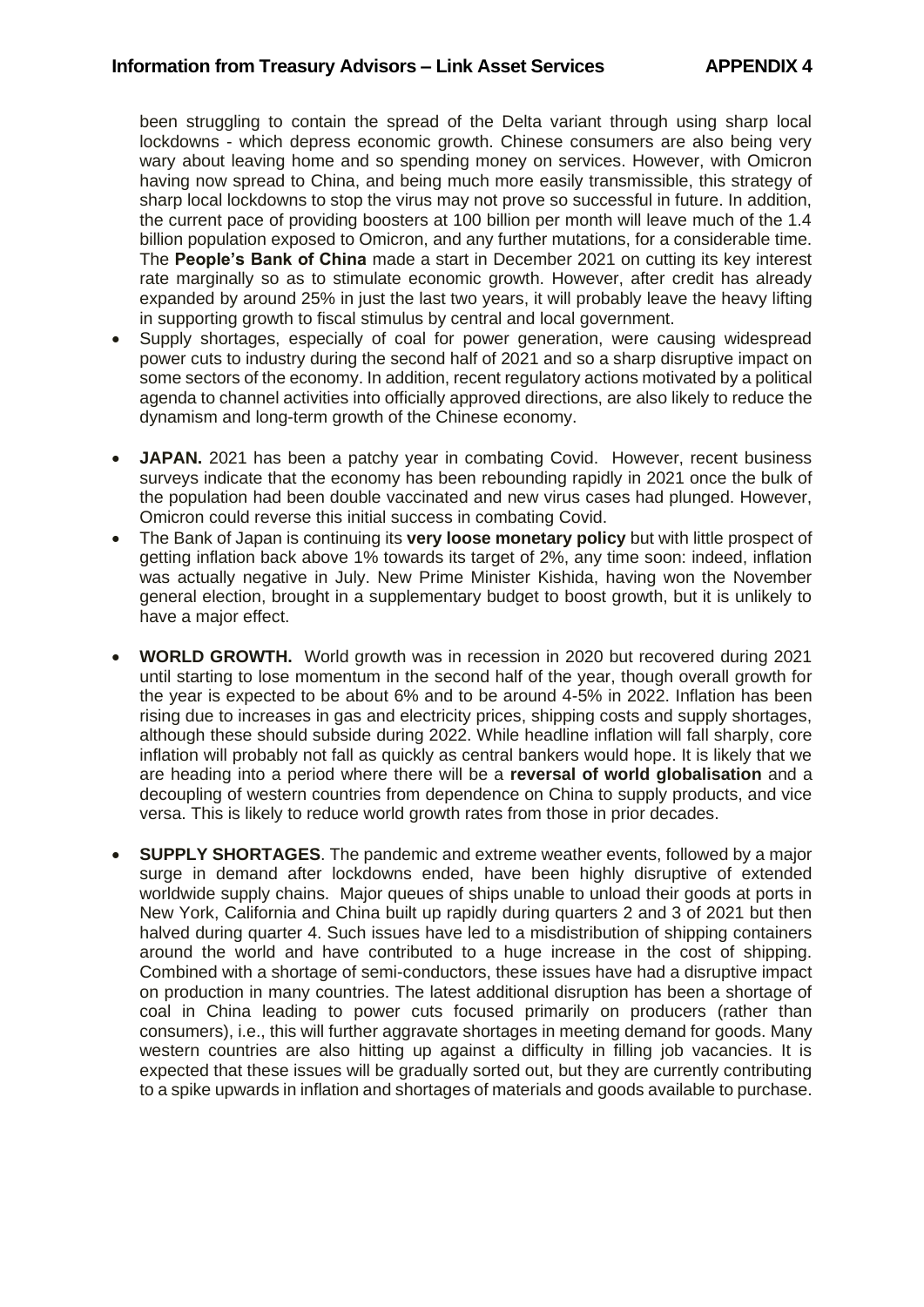been struggling to contain the spread of the Delta variant through using sharp local lockdowns - which depress economic growth. Chinese consumers are also being very wary about leaving home and so spending money on services. However, with Omicron having now spread to China, and being much more easily transmissible, this strategy of sharp local lockdowns to stop the virus may not prove so successful in future. In addition, the current pace of providing boosters at 100 billion per month will leave much of the 1.4 billion population exposed to Omicron, and any further mutations, for a considerable time. The **People's Bank of China** made a start in December 2021 on cutting its key interest rate marginally so as to stimulate economic growth. However, after credit has already expanded by around 25% in just the last two years, it will probably leave the heavy lifting in supporting growth to fiscal stimulus by central and local government.

- Supply shortages, especially of coal for power generation, were causing widespread power cuts to industry during the second half of 2021 and so a sharp disruptive impact on some sectors of the economy. In addition, recent regulatory actions motivated by a political agenda to channel activities into officially approved directions, are also likely to reduce the dynamism and long-term growth of the Chinese economy.

- **JAPAN.** 2021 has been a patchy year in combating Covid. However, recent business surveys indicate that the economy has been rebounding rapidly in 2021 once the bulk of the population had been double vaccinated and new virus cases had plunged. However, Omicron could reverse this initial success in combating Covid.
- The Bank of Japan is continuing its **very loose monetary policy** but with little prospect of getting inflation back above 1% towards its target of 2%, any time soon: indeed, inflation was actually negative in July. New Prime Minister Kishida, having won the November general election, brought in a supplementary budget to boost growth, but it is unlikely to have a major effect.

- **WORLD GROWTH.** World growth was in recession in 2020 but recovered during 2021 until starting to lose momentum in the second half of the year, though overall growth for the year is expected to be about 6% and to be around 4-5% in 2022. Inflation has been rising due to increases in gas and electricity prices, shipping costs and supply shortages, although these should subside during 2022. While headline inflation will fall sharply, core inflation will probably not fall as quickly as central bankers would hope. It is likely that we are heading into a period where there will be a **reversal of world globalisation** and a decoupling of western countries from dependence on China to supply products, and vice versa. This is likely to reduce world growth rates from those in prior decades.

- **SUPPLY SHORTAGES**. The pandemic and extreme weather events, followed by a major surge in demand after lockdowns ended, have been highly disruptive of extended worldwide supply chains. Major queues of ships unable to unload their goods at ports in New York, California and China built up rapidly during quarters 2 and 3 of 2021 but then halved during quarter 4. Such issues have led to a misdistribution of shipping containers around the world and have contributed to a huge increase in the cost of shipping. Combined with a shortage of semi-conductors, these issues have had a disruptive impact on production in many countries. The latest additional disruption has been a shortage of coal in China leading to power cuts focused primarily on producers (rather than consumers), i.e., this will further aggravate shortages in meeting demand for goods. Many western countries are also hitting up against a difficulty in filling job vacancies. It is expected that these issues will be gradually sorted out, but they are currently contributing to a spike upwards in inflation and shortages of materials and goods available to purchase.